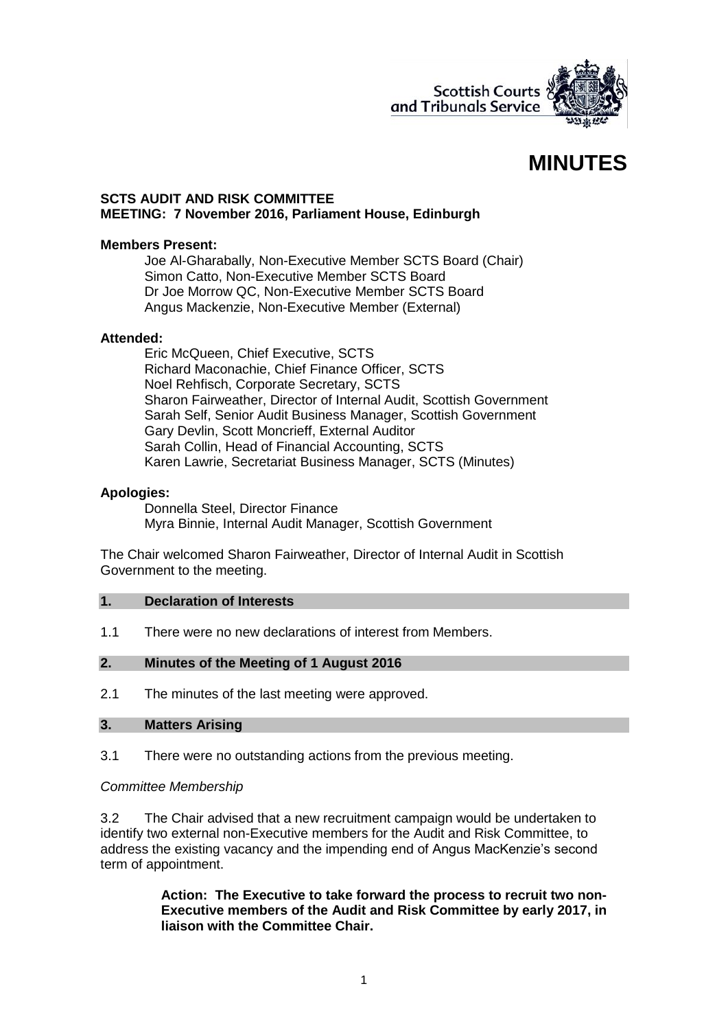# MINUTES

**SCTS AUDIT AND RISK COMMITTEE**
**MEETING: 7 November 2016, Parliament House, Edinburgh**

**Members Present:**

Joe Al-Gharabally, Non-Executive Member SCTS Board (Chair)
Simon Catto, Non-Executive Member SCTS Board
Dr Joe Morrow QC, Non-Executive Member SCTS Board
Angus Mackenzie, Non-Executive Member (External)

**Attended:**

Eric McQueen, Chief Executive, SCTS
Richard Maconachie, Chief Finance Officer, SCTS
Noel Rehfisch, Corporate Secretary, SCTS
Sharon Fairweather, Director of Internal Audit, Scottish Government
Sarah Self, Senior Audit Business Manager, Scottish Government
Gary Devlin, Scott Moncrieff, External Auditor
Sarah Collin, Head of Financial Accounting, SCTS
Karen Lawrie, Secretariat Business Manager, SCTS (Minutes)

**Apologies:**

Donnella Steel, Director Finance
Myra Binnie, Internal Audit Manager, Scottish Government

The Chair welcomed Sharon Fairweather, Director of Internal Audit in Scottish Government to the meeting.

## 1. Declaration of Interests

1.1 There were no new declarations of interest from Members.

## 2. Minutes of the Meeting of 1 August 2016

2.1 The minutes of the last meeting were approved.

## 3. Matters Arising

3.1 There were no outstanding actions from the previous meeting.

*Committee Membership*

3.2 The Chair advised that a new recruitment campaign would be undertaken to identify two external non-Executive members for the Audit and Risk Committee, to address the existing vacancy and the impending end of Angus MacKenzie's second term of appointment.

> **Action: The Executive to take forward the process to recruit two non-Executive members of the Audit and Risk Committee by early 2017, in liaison with the Committee Chair.**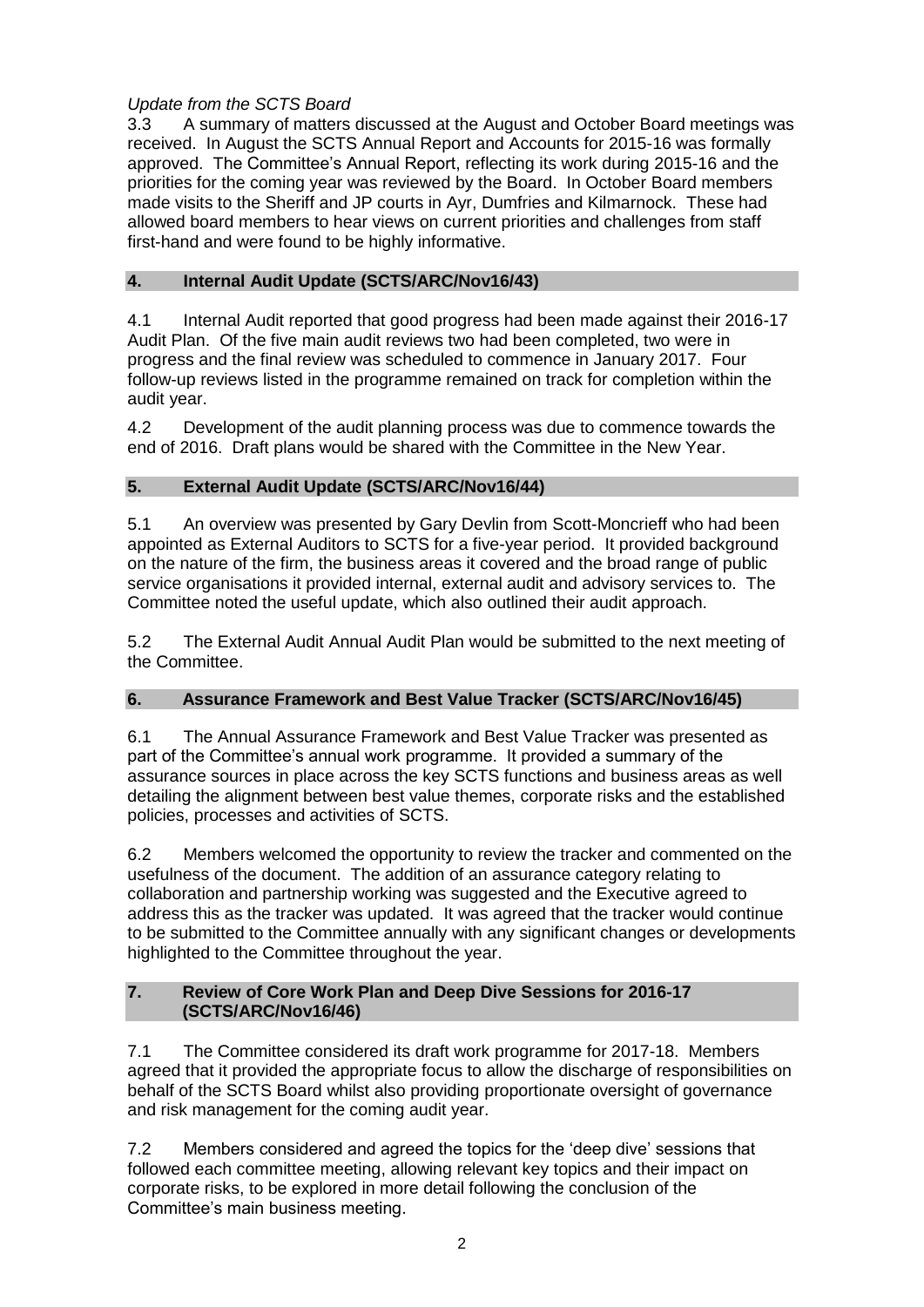*Update from the SCTS Board*

3.3 A summary of matters discussed at the August and October Board meetings was received. In August the SCTS Annual Report and Accounts for 2015-16 was formally approved. The Committee's Annual Report, reflecting its work during 2015-16 and the priorities for the coming year was reviewed by the Board. In October Board members made visits to the Sheriff and JP courts in Ayr, Dumfries and Kilmarnock. These had allowed board members to hear views on current priorities and challenges from staff first-hand and were found to be highly informative.

## 4. Internal Audit Update (SCTS/ARC/Nov16/43)

4.1 Internal Audit reported that good progress had been made against their 2016-17 Audit Plan. Of the five main audit reviews two had been completed, two were in progress and the final review was scheduled to commence in January 2017. Four follow-up reviews listed in the programme remained on track for completion within the audit year.

4.2 Development of the audit planning process was due to commence towards the end of 2016. Draft plans would be shared with the Committee in the New Year.

## 5. External Audit Update (SCTS/ARC/Nov16/44)

5.1 An overview was presented by Gary Devlin from Scott-Moncrieff who had been appointed as External Auditors to SCTS for a five-year period. It provided background on the nature of the firm, the business areas it covered and the broad range of public service organisations it provided internal, external audit and advisory services to. The Committee noted the useful update, which also outlined their audit approach.

5.2 The External Audit Annual Audit Plan would be submitted to the next meeting of the Committee.

## 6. Assurance Framework and Best Value Tracker (SCTS/ARC/Nov16/45)

6.1 The Annual Assurance Framework and Best Value Tracker was presented as part of the Committee's annual work programme. It provided a summary of the assurance sources in place across the key SCTS functions and business areas as well detailing the alignment between best value themes, corporate risks and the established policies, processes and activities of SCTS.

6.2 Members welcomed the opportunity to review the tracker and commented on the usefulness of the document. The addition of an assurance category relating to collaboration and partnership working was suggested and the Executive agreed to address this as the tracker was updated. It was agreed that the tracker would continue to be submitted to the Committee annually with any significant changes or developments highlighted to the Committee throughout the year.

## 7. Review of Core Work Plan and Deep Dive Sessions for 2016-17 (SCTS/ARC/Nov16/46)

7.1 The Committee considered its draft work programme for 2017-18. Members agreed that it provided the appropriate focus to allow the discharge of responsibilities on behalf of the SCTS Board whilst also providing proportionate oversight of governance and risk management for the coming audit year.

7.2 Members considered and agreed the topics for the 'deep dive' sessions that followed each committee meeting, allowing relevant key topics and their impact on corporate risks, to be explored in more detail following the conclusion of the Committee's main business meeting.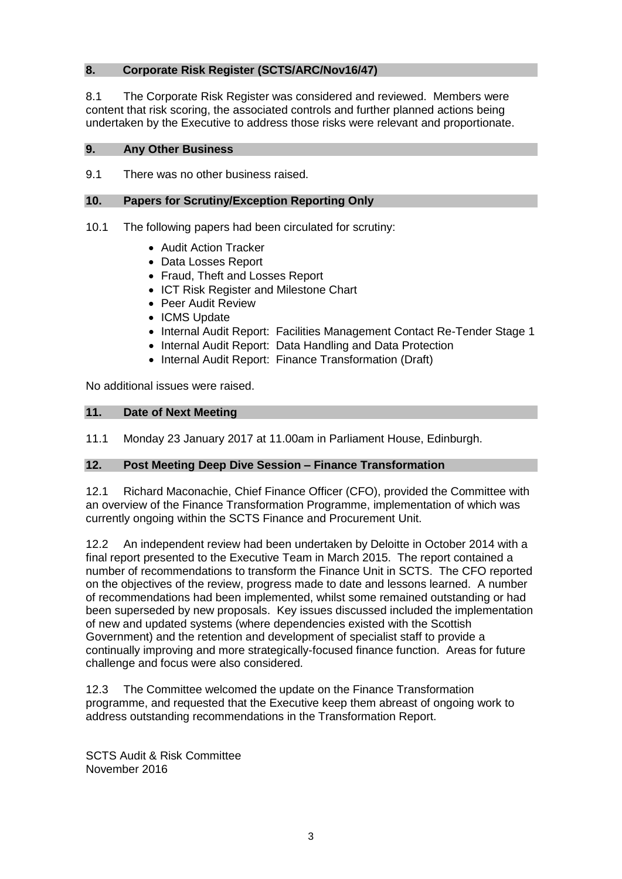## 8. Corporate Risk Register (SCTS/ARC/Nov16/47)

8.1 The Corporate Risk Register was considered and reviewed. Members were content that risk scoring, the associated controls and further planned actions being undertaken by the Executive to address those risks were relevant and proportionate.

## 9. Any Other Business

9.1 There was no other business raised.

## 10. Papers for Scrutiny/Exception Reporting Only

10.1 The following papers had been circulated for scrutiny:

- Audit Action Tracker
- Data Losses Report
- Fraud, Theft and Losses Report
- ICT Risk Register and Milestone Chart
- Peer Audit Review
- ICMS Update
- Internal Audit Report: Facilities Management Contact Re-Tender Stage 1
- Internal Audit Report: Data Handling and Data Protection
- Internal Audit Report: Finance Transformation (Draft)

No additional issues were raised.

## 11. Date of Next Meeting

11.1 Monday 23 January 2017 at 11.00am in Parliament House, Edinburgh.

## 12. Post Meeting Deep Dive Session – Finance Transformation

12.1 Richard Maconachie, Chief Finance Officer (CFO), provided the Committee with an overview of the Finance Transformation Programme, implementation of which was currently ongoing within the SCTS Finance and Procurement Unit.

12.2 An independent review had been undertaken by Deloitte in October 2014 with a final report presented to the Executive Team in March 2015. The report contained a number of recommendations to transform the Finance Unit in SCTS. The CFO reported on the objectives of the review, progress made to date and lessons learned. A number of recommendations had been implemented, whilst some remained outstanding or had been superseded by new proposals. Key issues discussed included the implementation of new and updated systems (where dependencies existed with the Scottish Government) and the retention and development of specialist staff to provide a continually improving and more strategically-focused finance function. Areas for future challenge and focus were also considered.

12.3 The Committee welcomed the update on the Finance Transformation programme, and requested that the Executive keep them abreast of ongoing work to address outstanding recommendations in the Transformation Report.

SCTS Audit & Risk Committee
November 2016